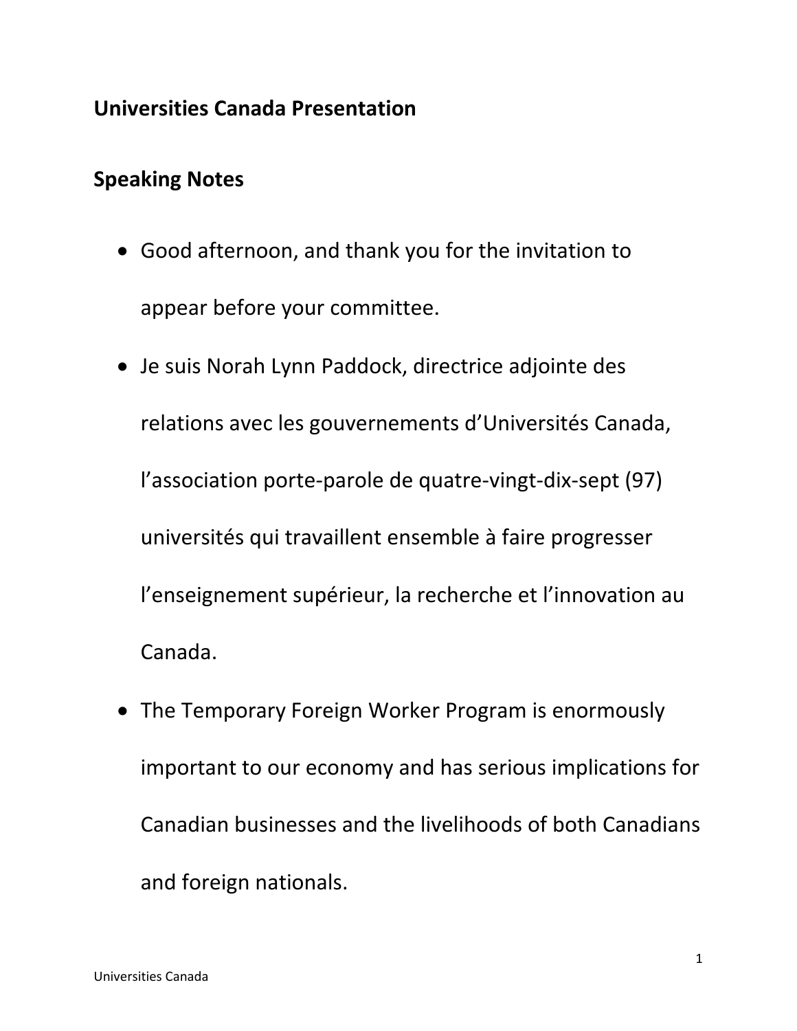**Universities Canada Presentation**

**Speaking Notes**

- Good afternoon, and thank you for the invitation to appear before your committee.
- Je suis Norah Lynn Paddock, directrice adjointe des relations avec les gouvernements d'Universités Canada, l'association porte-parole de quatre-vingt-dix-sept (97) universités qui travaillent ensemble à faire progresser l'enseignement supérieur, la recherche et l'innovation au Canada.
- The Temporary Foreign Worker Program is enormously important to our economy and has serious implications for Canadian businesses and the livelihoods of both Canadians and foreign nationals.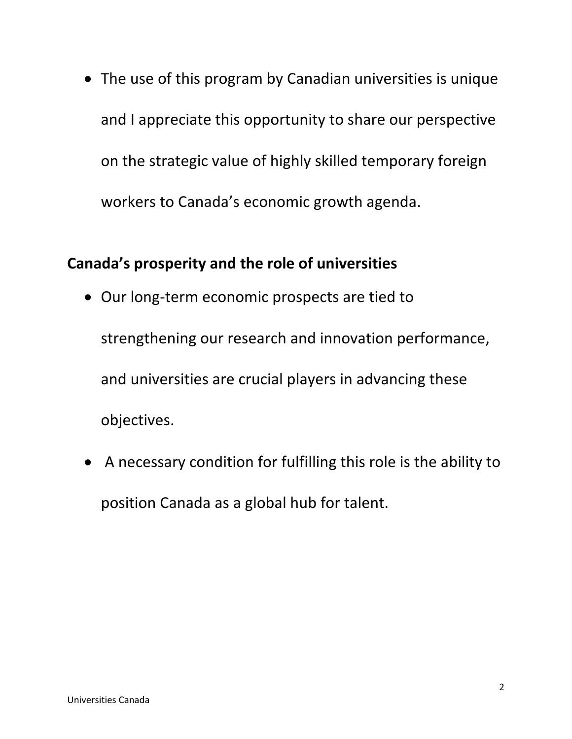- The use of this program by Canadian universities is unique and I appreciate this opportunity to share our perspective on the strategic value of highly skilled temporary foreign workers to Canada's economic growth agenda.

**Canada's prosperity and the role of universities**

- Our long-term economic prospects are tied to strengthening our research and innovation performance, and universities are crucial players in advancing these objectives.
- A necessary condition for fulfilling this role is the ability to position Canada as a global hub for talent.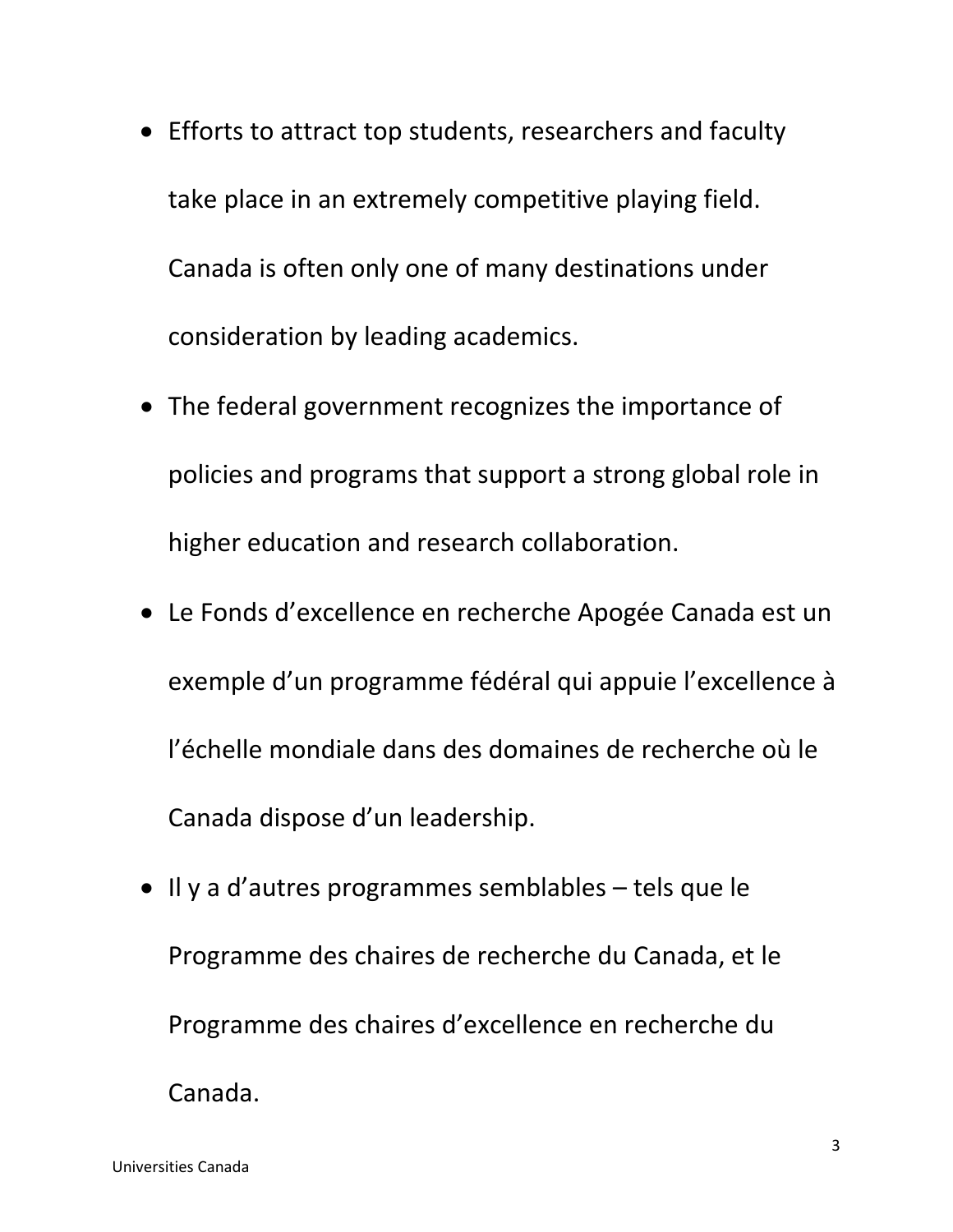- Efforts to attract top students, researchers and faculty take place in an extremely competitive playing field. Canada is often only one of many destinations under consideration by leading academics.
- The federal government recognizes the importance of policies and programs that support a strong global role in higher education and research collaboration.
- Le Fonds d'excellence en recherche Apogée Canada est un exemple d'un programme fédéral qui appuie l'excellence à l'échelle mondiale dans des domaines de recherche où le Canada dispose d'un leadership.
- Il y a d'autres programmes semblables – tels que le Programme des chaires de recherche du Canada, et le Programme des chaires d'excellence en recherche du Canada.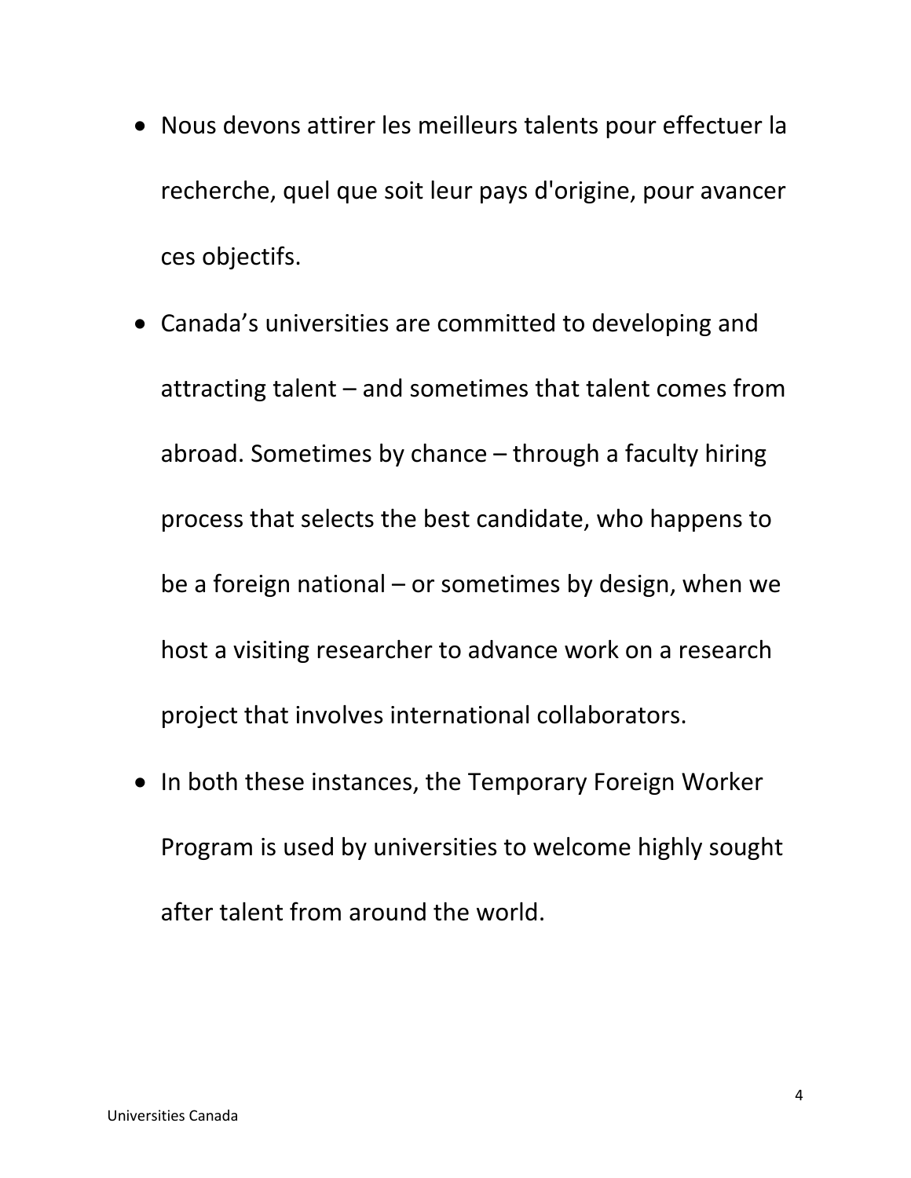- Nous devons attirer les meilleurs talents pour effectuer la recherche, quel que soit leur pays d'origine, pour avancer ces objectifs.
- Canada's universities are committed to developing and attracting talent – and sometimes that talent comes from abroad. Sometimes by chance – through a faculty hiring process that selects the best candidate, who happens to be a foreign national – or sometimes by design, when we host a visiting researcher to advance work on a research project that involves international collaborators.
- In both these instances, the Temporary Foreign Worker Program is used by universities to welcome highly sought after talent from around the world.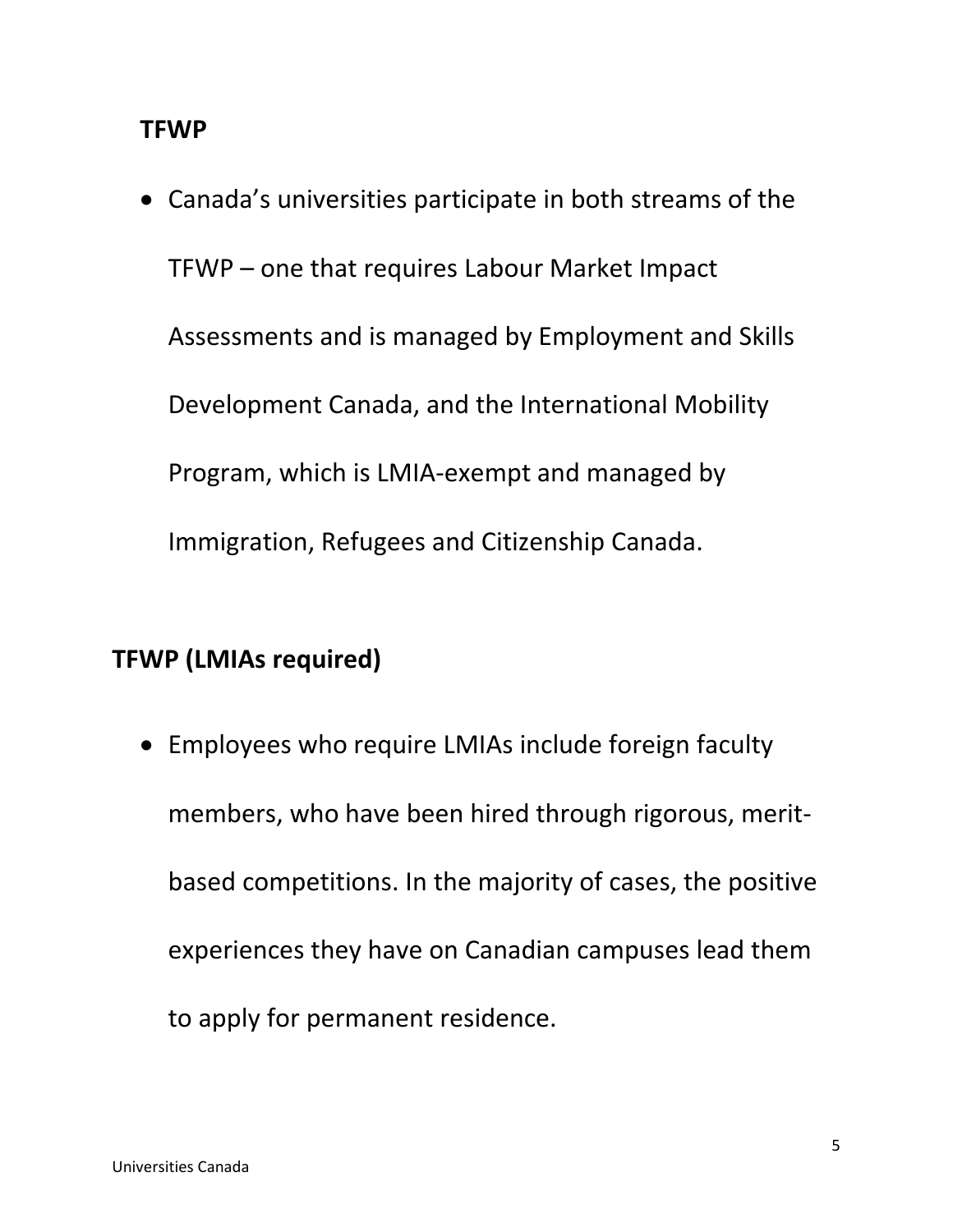## TFWP

- Canada's universities participate in both streams of the TFWP – one that requires Labour Market Impact Assessments and is managed by Employment and Skills Development Canada, and the International Mobility Program, which is LMIA-exempt and managed by Immigration, Refugees and Citizenship Canada.

## TFWP (LMIAs required)

- Employees who require LMIAs include foreign faculty members, who have been hired through rigorous, merit-based competitions. In the majority of cases, the positive experiences they have on Canadian campuses lead them to apply for permanent residence.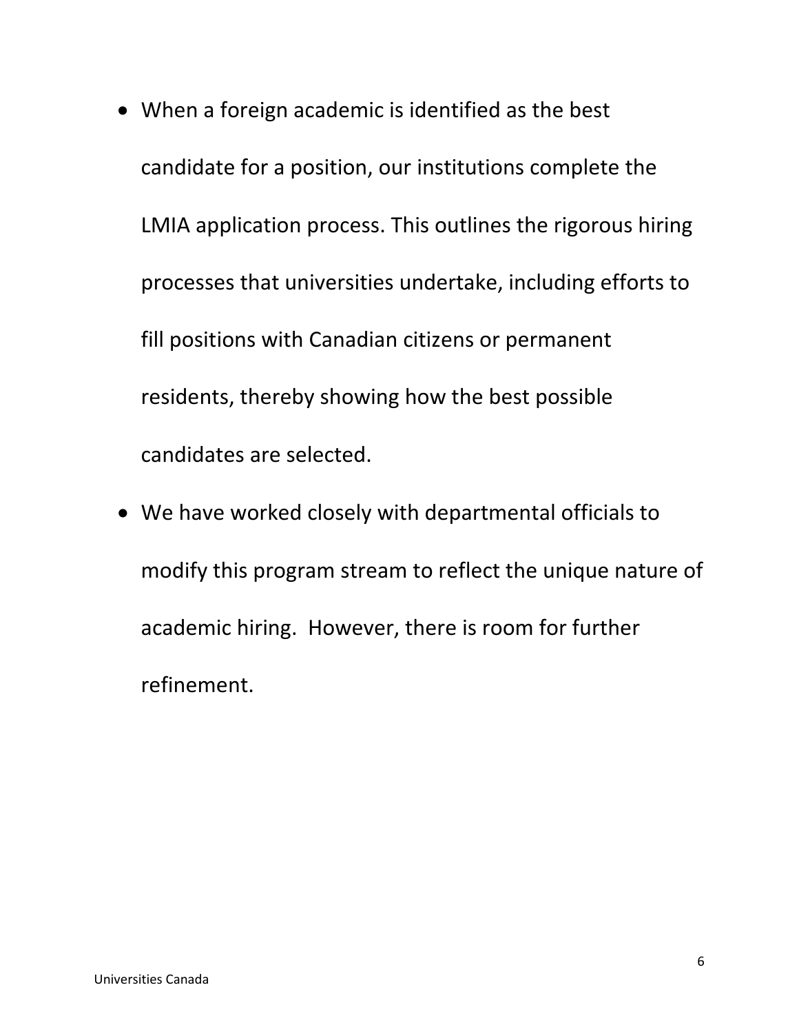- When a foreign academic is identified as the best candidate for a position, our institutions complete the LMIA application process. This outlines the rigorous hiring processes that universities undertake, including efforts to fill positions with Canadian citizens or permanent residents, thereby showing how the best possible candidates are selected.
- We have worked closely with departmental officials to modify this program stream to reflect the unique nature of academic hiring. However, there is room for further refinement.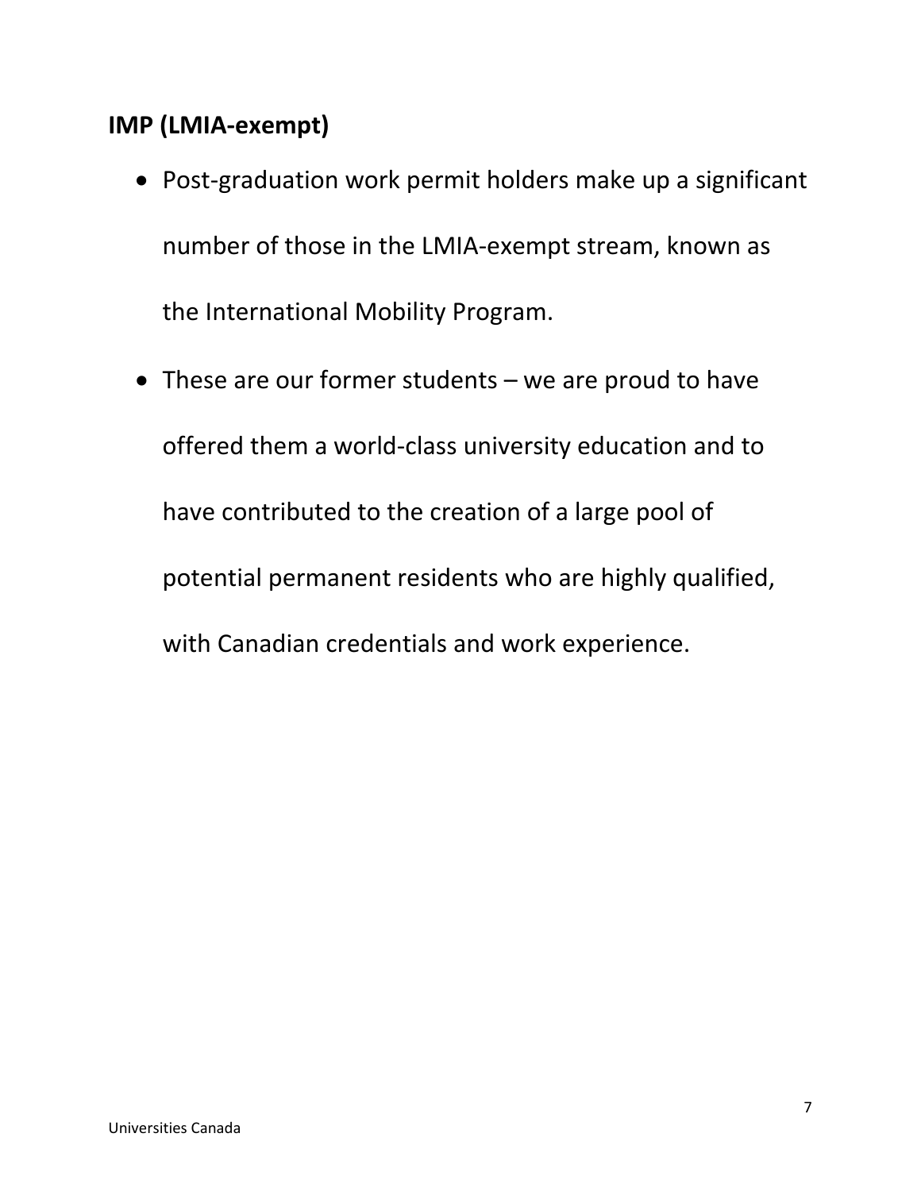## IMP (LMIA-exempt)

- Post-graduation work permit holders make up a significant number of those in the LMIA-exempt stream, known as the International Mobility Program.
- These are our former students – we are proud to have offered them a world-class university education and to have contributed to the creation of a large pool of potential permanent residents who are highly qualified, with Canadian credentials and work experience.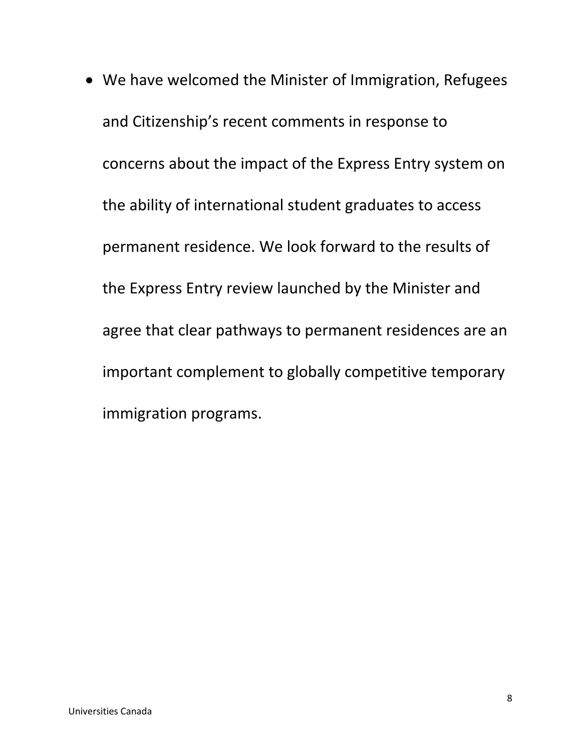- We have welcomed the Minister of Immigration, Refugees and Citizenship's recent comments in response to concerns about the impact of the Express Entry system on the ability of international student graduates to access permanent residence. We look forward to the results of the Express Entry review launched by the Minister and agree that clear pathways to permanent residences are an important complement to globally competitive temporary immigration programs.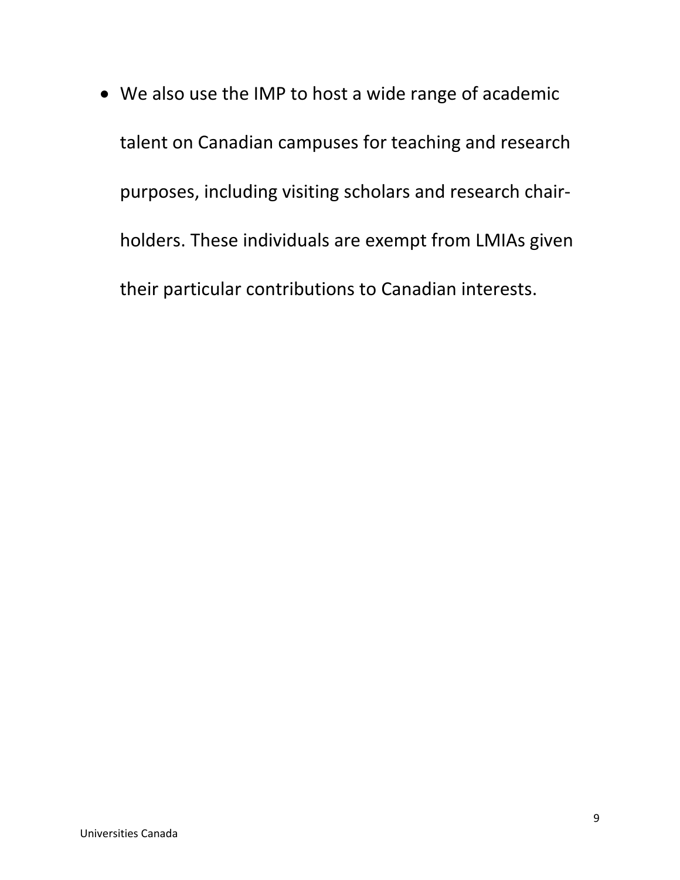- We also use the IMP to host a wide range of academic talent on Canadian campuses for teaching and research purposes, including visiting scholars and research chair-holders. These individuals are exempt from LMIAs given their particular contributions to Canadian interests.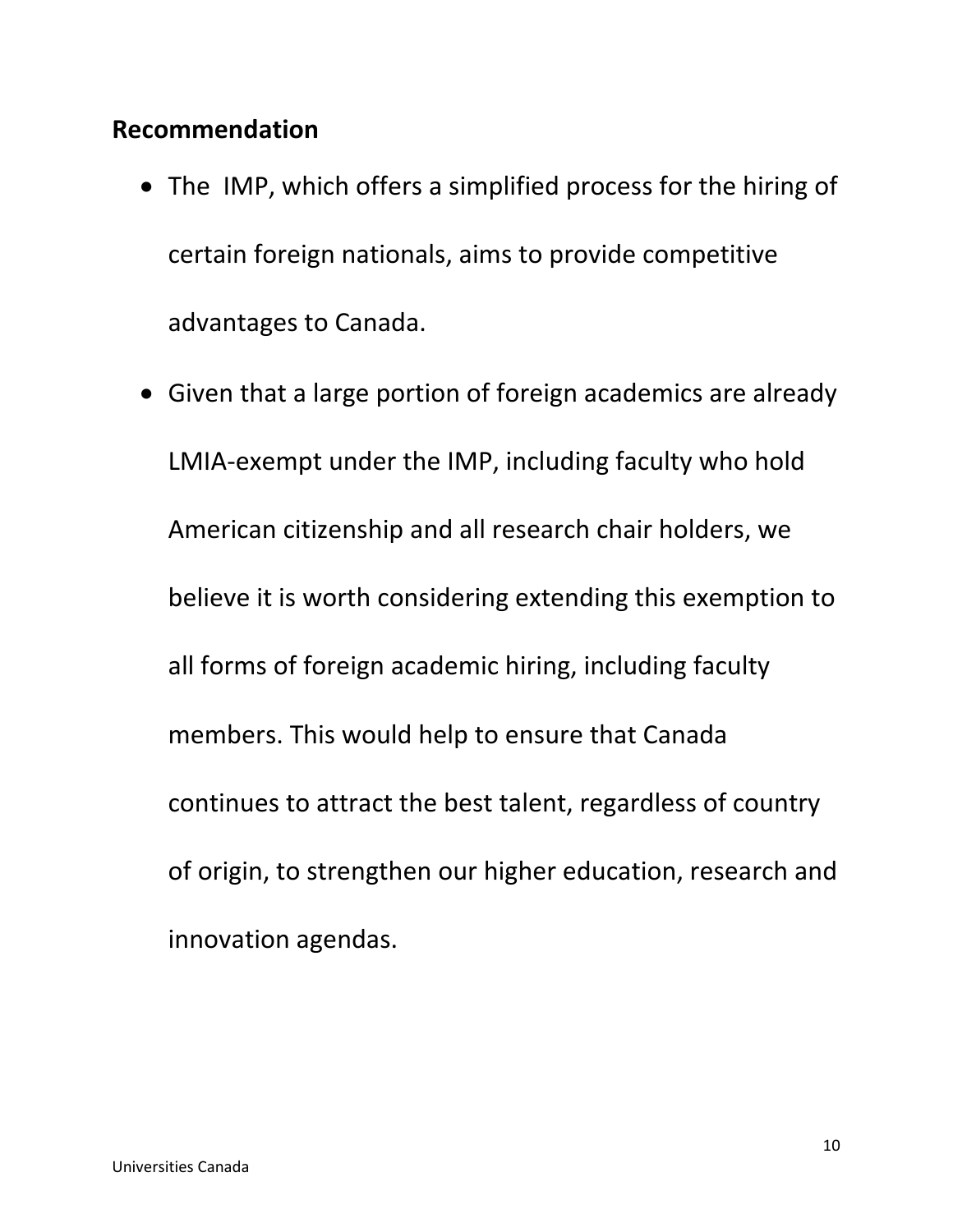**Recommendation**

- The IMP, which offers a simplified process for the hiring of certain foreign nationals, aims to provide competitive advantages to Canada.
- Given that a large portion of foreign academics are already LMIA-exempt under the IMP, including faculty who hold American citizenship and all research chair holders, we believe it is worth considering extending this exemption to all forms of foreign academic hiring, including faculty members. This would help to ensure that Canada continues to attract the best talent, regardless of country of origin, to strengthen our higher education, research and innovation agendas.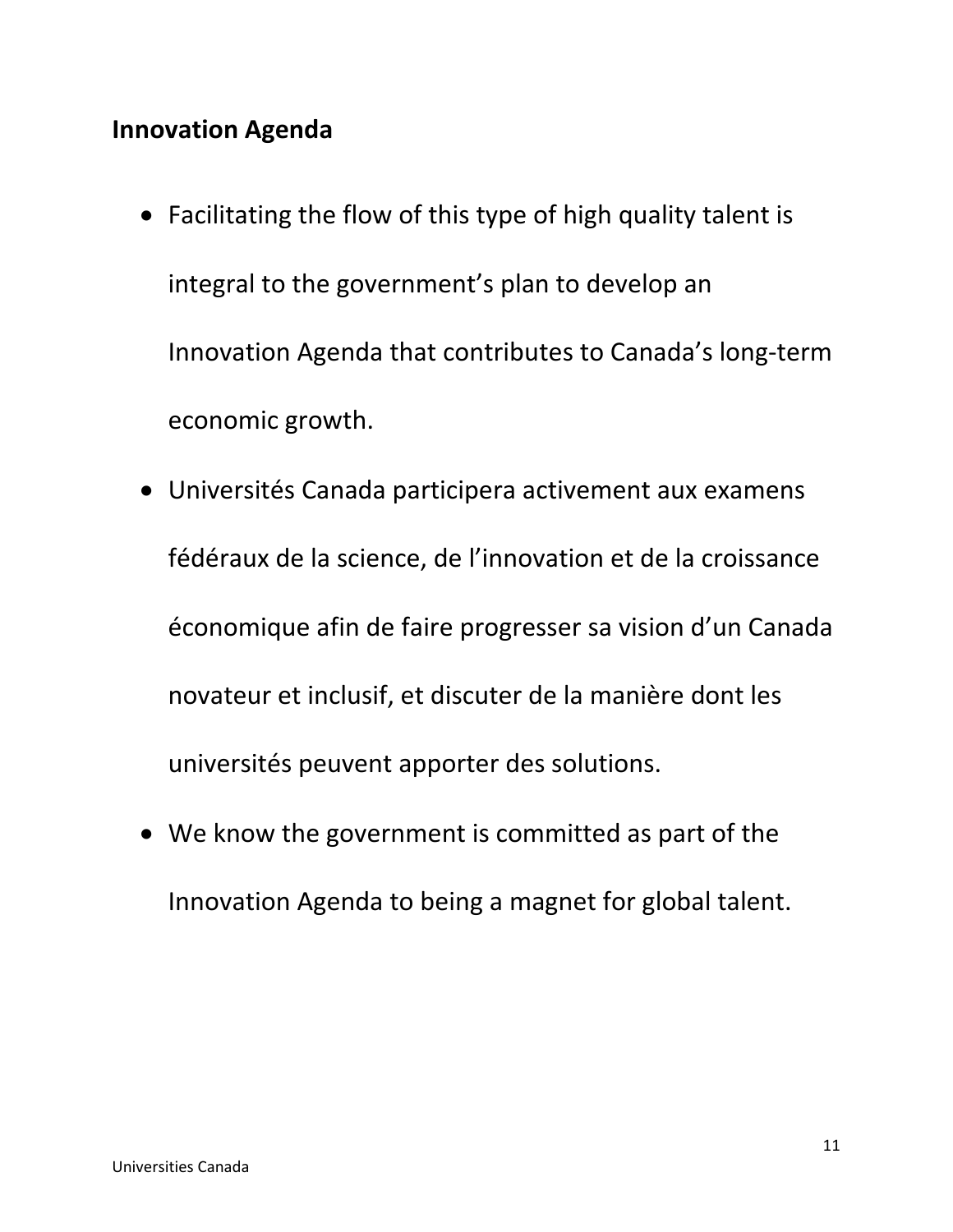## Innovation Agenda

- Facilitating the flow of this type of high quality talent is integral to the government's plan to develop an Innovation Agenda that contributes to Canada's long-term economic growth.
- Universités Canada participera activement aux examens fédéraux de la science, de l'innovation et de la croissance économique afin de faire progresser sa vision d'un Canada novateur et inclusif, et discuter de la manière dont les universités peuvent apporter des solutions.
- We know the government is committed as part of the Innovation Agenda to being a magnet for global talent.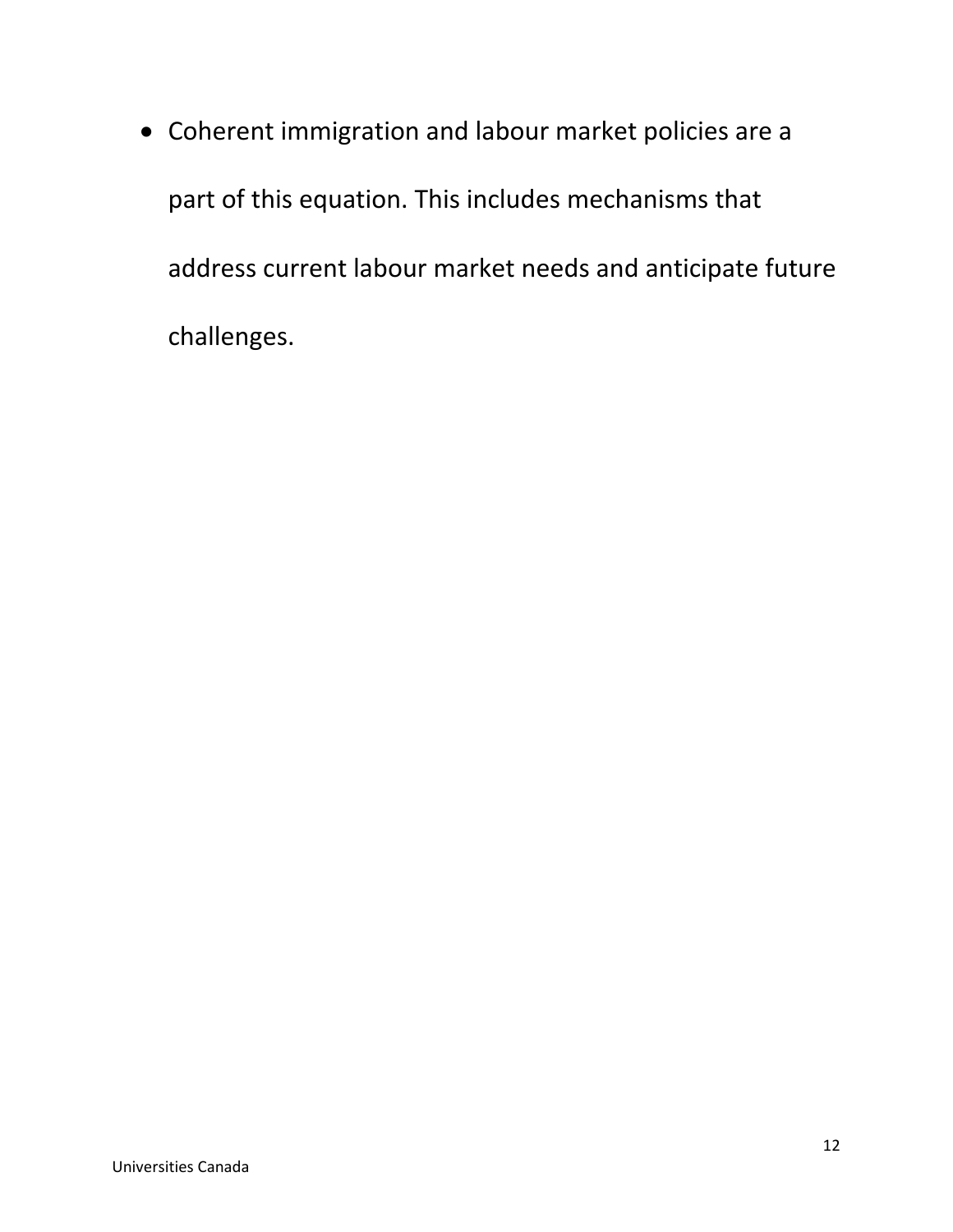- Coherent immigration and labour market policies are a part of this equation. This includes mechanisms that address current labour market needs and anticipate future challenges.